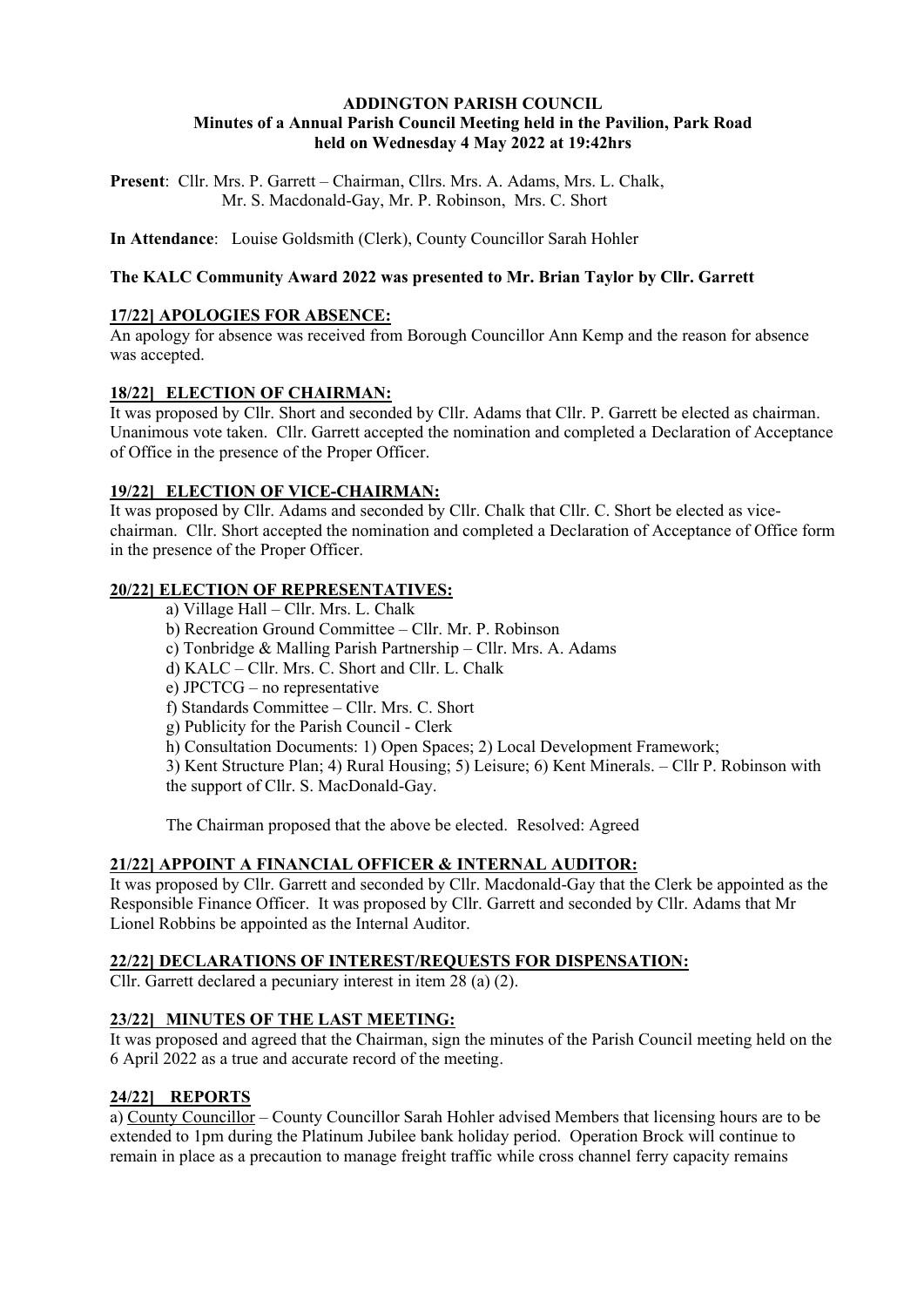**ADDINGTON PARISH COUNCIL**
**Minutes of a Annual Parish Council Meeting held in the Pavilion, Park Road**
**held on Wednesday 4 May 2022 at 19:42hrs**

**Present**: Cllr. Mrs. P. Garrett – Chairman, Cllrs. Mrs. A. Adams, Mrs. L. Chalk, Mr. S. Macdonald-Gay, Mr. P. Robinson, Mrs. C. Short

**In Attendance**: Louise Goldsmith (Clerk), County Councillor Sarah Hohler

**The KALC Community Award 2022 was presented to Mr. Brian Taylor by Cllr. Garrett**

**17/22] APOLOGIES FOR ABSENCE:**

An apology for absence was received from Borough Councillor Ann Kemp and the reason for absence was accepted.

**18/22] ELECTION OF CHAIRMAN:**

It was proposed by Cllr. Short and seconded by Cllr. Adams that Cllr. P. Garrett be elected as chairman. Unanimous vote taken. Cllr. Garrett accepted the nomination and completed a Declaration of Acceptance of Office in the presence of the Proper Officer.

**19/22] ELECTION OF VICE-CHAIRMAN:**

It was proposed by Cllr. Adams and seconded by Cllr. Chalk that Cllr. C. Short be elected as vice-chairman. Cllr. Short accepted the nomination and completed a Declaration of Acceptance of Office form in the presence of the Proper Officer.

**20/22] ELECTION OF REPRESENTATIVES:**

a) Village Hall – Cllr. Mrs. L. Chalk
b) Recreation Ground Committee – Cllr. Mr. P. Robinson
c) Tonbridge & Malling Parish Partnership – Cllr. Mrs. A. Adams
d) KALC – Cllr. Mrs. C. Short and Cllr. L. Chalk
e) JPCTCG – no representative
f) Standards Committee – Cllr. Mrs. C. Short
g) Publicity for the Parish Council - Clerk
h) Consultation Documents: 1) Open Spaces; 2) Local Development Framework; 3) Kent Structure Plan; 4) Rural Housing; 5) Leisure; 6) Kent Minerals. – Cllr P. Robinson with the support of Cllr. S. MacDonald-Gay.

The Chairman proposed that the above be elected. Resolved: Agreed

**21/22] APPOINT A FINANCIAL OFFICER & INTERNAL AUDITOR:**

It was proposed by Cllr. Garrett and seconded by Cllr. Macdonald-Gay that the Clerk be appointed as the Responsible Finance Officer. It was proposed by Cllr. Garrett and seconded by Cllr. Adams that Mr Lionel Robbins be appointed as the Internal Auditor.

**22/22] DECLARATIONS OF INTEREST/REQUESTS FOR DISPENSATION:**

Cllr. Garrett declared a pecuniary interest in item 28 (a) (2).

**23/22] MINUTES OF THE LAST MEETING:**

It was proposed and agreed that the Chairman, sign the minutes of the Parish Council meeting held on the 6 April 2022 as a true and accurate record of the meeting.

**24/22] REPORTS**

a) County Councillor – County Councillor Sarah Hohler advised Members that licensing hours are to be extended to 1pm during the Platinum Jubilee bank holiday period. Operation Brock will continue to remain in place as a precaution to manage freight traffic while cross channel ferry capacity remains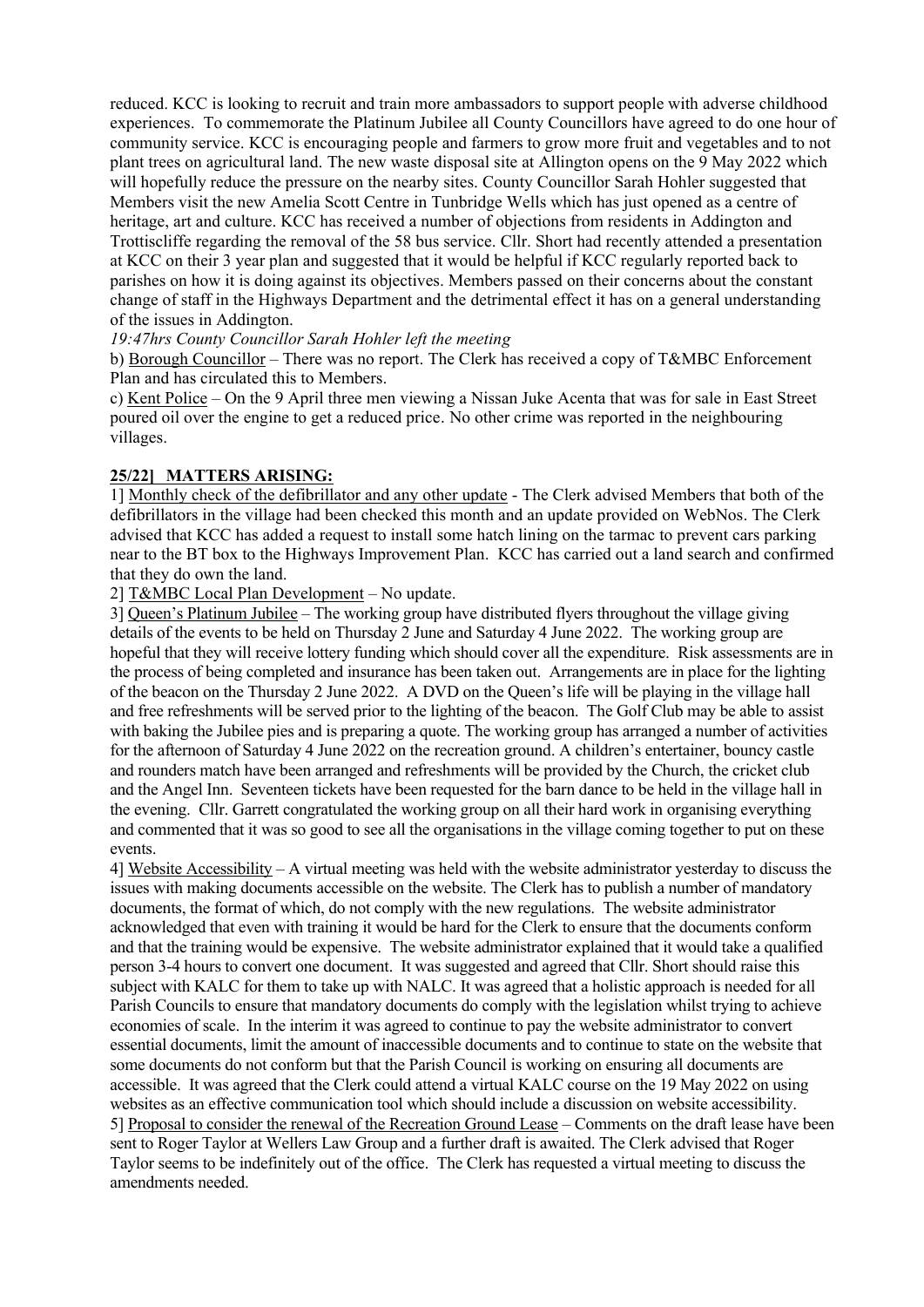reduced. KCC is looking to recruit and train more ambassadors to support people with adverse childhood experiences. To commemorate the Platinum Jubilee all County Councillors have agreed to do one hour of community service. KCC is encouraging people and farmers to grow more fruit and vegetables and to not plant trees on agricultural land. The new waste disposal site at Allington opens on the 9 May 2022 which will hopefully reduce the pressure on the nearby sites. County Councillor Sarah Hohler suggested that Members visit the new Amelia Scott Centre in Tunbridge Wells which has just opened as a centre of heritage, art and culture. KCC has received a number of objections from residents in Addington and Trottiscliffe regarding the removal of the 58 bus service. Cllr. Short had recently attended a presentation at KCC on their 3 year plan and suggested that it would be helpful if KCC regularly reported back to parishes on how it is doing against its objectives. Members passed on their concerns about the constant change of staff in the Highways Department and the detrimental effect it has on a general understanding of the issues in Addington.

*19:47hrs County Councillor Sarah Hohler left the meeting*

b) Borough Councillor – There was no report. The Clerk has received a copy of T&MBC Enforcement Plan and has circulated this to Members.

c) Kent Police – On the 9 April three men viewing a Nissan Juke Acenta that was for sale in East Street poured oil over the engine to get a reduced price. No other crime was reported in the neighbouring villages.

**25/22] MATTERS ARISING:**

1] Monthly check of the defibrillator and any other update - The Clerk advised Members that both of the defibrillators in the village had been checked this month and an update provided on WebNos. The Clerk advised that KCC has added a request to install some hatch lining on the tarmac to prevent cars parking near to the BT box to the Highways Improvement Plan. KCC has carried out a land search and confirmed that they do own the land.

2] T&MBC Local Plan Development – No update.

3] Queen's Platinum Jubilee – The working group have distributed flyers throughout the village giving details of the events to be held on Thursday 2 June and Saturday 4 June 2022. The working group are hopeful that they will receive lottery funding which should cover all the expenditure. Risk assessments are in the process of being completed and insurance has been taken out. Arrangements are in place for the lighting of the beacon on the Thursday 2 June 2022. A DVD on the Queen's life will be playing in the village hall and free refreshments will be served prior to the lighting of the beacon. The Golf Club may be able to assist with baking the Jubilee pies and is preparing a quote. The working group has arranged a number of activities for the afternoon of Saturday 4 June 2022 on the recreation ground. A children's entertainer, bouncy castle and rounders match have been arranged and refreshments will be provided by the Church, the cricket club and the Angel Inn. Seventeen tickets have been requested for the barn dance to be held in the village hall in the evening. Cllr. Garrett congratulated the working group on all their hard work in organising everything and commented that it was so good to see all the organisations in the village coming together to put on these events.

4] Website Accessibility – A virtual meeting was held with the website administrator yesterday to discuss the issues with making documents accessible on the website. The Clerk has to publish a number of mandatory documents, the format of which, do not comply with the new regulations. The website administrator acknowledged that even with training it would be hard for the Clerk to ensure that the documents conform and that the training would be expensive. The website administrator explained that it would take a qualified person 3-4 hours to convert one document. It was suggested and agreed that Cllr. Short should raise this subject with KALC for them to take up with NALC. It was agreed that a holistic approach is needed for all Parish Councils to ensure that mandatory documents do comply with the legislation whilst trying to achieve economies of scale. In the interim it was agreed to continue to pay the website administrator to convert essential documents, limit the amount of inaccessible documents and to continue to state on the website that some documents do not conform but that the Parish Council is working on ensuring all documents are accessible. It was agreed that the Clerk could attend a virtual KALC course on the 19 May 2022 on using websites as an effective communication tool which should include a discussion on website accessibility.

5] Proposal to consider the renewal of the Recreation Ground Lease – Comments on the draft lease have been sent to Roger Taylor at Wellers Law Group and a further draft is awaited. The Clerk advised that Roger Taylor seems to be indefinitely out of the office. The Clerk has requested a virtual meeting to discuss the amendments needed.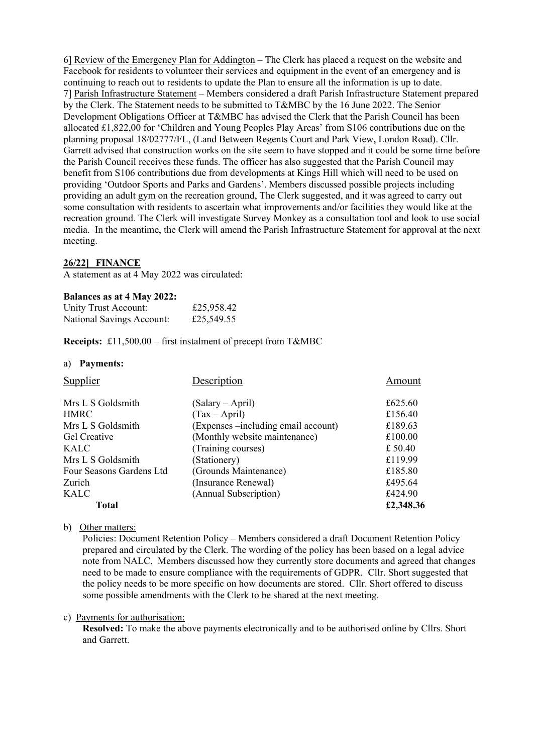6] Review of the Emergency Plan for Addington – The Clerk has placed a request on the website and Facebook for residents to volunteer their services and equipment in the event of an emergency and is continuing to reach out to residents to update the Plan to ensure all the information is up to date.
7] Parish Infrastructure Statement – Members considered a draft Parish Infrastructure Statement prepared by the Clerk. The Statement needs to be submitted to T&MBC by the 16 June 2022. The Senior Development Obligations Officer at T&MBC has advised the Clerk that the Parish Council has been allocated £1,822,00 for 'Children and Young Peoples Play Areas' from S106 contributions due on the planning proposal 18/02777/FL, (Land Between Regents Court and Park View, London Road). Cllr. Garrett advised that construction works on the site seem to have stopped and it could be some time before the Parish Council receives these funds. The officer has also suggested that the Parish Council may benefit from S106 contributions due from developments at Kings Hill which will need to be used on providing 'Outdoor Sports and Parks and Gardens'. Members discussed possible projects including providing an adult gym on the recreation ground, The Clerk suggested, and it was agreed to carry out some consultation with residents to ascertain what improvements and/or facilities they would like at the recreation ground. The Clerk will investigate Survey Monkey as a consultation tool and look to use social media. In the meantime, the Clerk will amend the Parish Infrastructure Statement for approval at the next meeting.

## 26/22] FINANCE

A statement as at 4 May 2022 was circulated:

**Balances as at 4 May 2022:**

| | |
|---|---|
| Unity Trust Account: | £25,958.42 |
| National Savings Account: | £25,549.55 |

**Receipts:** £11,500.00 – first instalment of precept from T&MBC

a) **Payments:**

| Supplier | Description | Amount |
|---|---|---|
| Mrs L S Goldsmith | (Salary – April) | £625.60 |
| HMRC | (Tax – April) | £156.40 |
| Mrs L S Goldsmith | (Expenses –including email account) | £189.63 |
| Gel Creative | (Monthly website maintenance) | £100.00 |
| KALC | (Training courses) | £ 50.40 |
| Mrs L S Goldsmith | (Stationery) | £119.99 |
| Four Seasons Gardens Ltd | (Grounds Maintenance) | £185.80 |
| Zurich | (Insurance Renewal) | £495.64 |
| KALC | (Annual Subscription) | £424.90 |
| **Total** | | **£2,348.36** |

b) Other matters:

Policies: Document Retention Policy – Members considered a draft Document Retention Policy prepared and circulated by the Clerk. The wording of the policy has been based on a legal advice note from NALC. Members discussed how they currently store documents and agreed that changes need to be made to ensure compliance with the requirements of GDPR. Cllr. Short suggested that the policy needs to be more specific on how documents are stored. Cllr. Short offered to discuss some possible amendments with the Clerk to be shared at the next meeting.

c) Payments for authorisation:

**Resolved:** To make the above payments electronically and to be authorised online by Cllrs. Short and Garrett.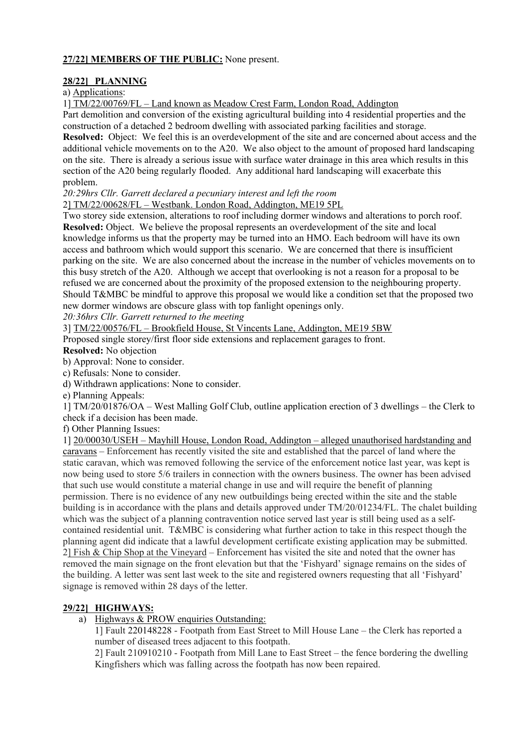**27/22] MEMBERS OF THE PUBLIC:** None present.

**28/22] PLANNING**

a) Applications:

1] TM/22/00769/FL – Land known as Meadow Crest Farm, London Road, Addington

Part demolition and conversion of the existing agricultural building into 4 residential properties and the construction of a detached 2 bedroom dwelling with associated parking facilities and storage.

**Resolved:** Object: We feel this is an overdevelopment of the site and are concerned about access and the additional vehicle movements on to the A20. We also object to the amount of proposed hard landscaping on the site. There is already a serious issue with surface water drainage in this area which results in this section of the A20 being regularly flooded. Any additional hard landscaping will exacerbate this problem.

*20:29hrs Cllr. Garrett declared a pecuniary interest and left the room*

2] TM/22/00628/FL – Westbank. London Road, Addington, ME19 5PL

Two storey side extension, alterations to roof including dormer windows and alterations to porch roof.

**Resolved:** Object. We believe the proposal represents an overdevelopment of the site and local knowledge informs us that the property may be turned into an HMO. Each bedroom will have its own access and bathroom which would support this scenario. We are concerned that there is insufficient parking on the site. We are also concerned about the increase in the number of vehicles movements on to this busy stretch of the A20. Although we accept that overlooking is not a reason for a proposal to be refused we are concerned about the proximity of the proposed extension to the neighbouring property. Should T&MBC be mindful to approve this proposal we would like a condition set that the proposed two new dormer windows are obscure glass with top fanlight openings only.

*20:36hrs Cllr. Garrett returned to the meeting*

3] TM/22/00576/FL – Brookfield House, St Vincents Lane, Addington, ME19 5BW

Proposed single storey/first floor side extensions and replacement garages to front.

**Resolved:** No objection

b) Approval: None to consider.

c) Refusals: None to consider.

d) Withdrawn applications: None to consider.

e) Planning Appeals:

1] TM/20/01876/OA – West Malling Golf Club, outline application erection of 3 dwellings – the Clerk to check if a decision has been made.

f) Other Planning Issues:

1] 20/00030/USEH – Mayhill House, London Road, Addington – alleged unauthorised hardstanding and caravans – Enforcement has recently visited the site and established that the parcel of land where the static caravan, which was removed following the service of the enforcement notice last year, was kept is now being used to store 5/6 trailers in connection with the owners business. The owner has been advised that such use would constitute a material change in use and will require the benefit of planning permission. There is no evidence of any new outbuildings being erected within the site and the stable building is in accordance with the plans and details approved under TM/20/01234/FL. The chalet building which was the subject of a planning contravention notice served last year is still being used as a self-contained residential unit. T&MBC is considering what further action to take in this respect though the planning agent did indicate that a lawful development certificate existing application may be submitted.

2] Fish & Chip Shop at the Vineyard – Enforcement has visited the site and noted that the owner has removed the main signage on the front elevation but that the 'Fishyard' signage remains on the sides of the building. A letter was sent last week to the site and registered owners requesting that all 'Fishyard' signage is removed within 28 days of the letter.

**29/22] HIGHWAYS:**

a) Highways & PROW enquiries Outstanding:

1] Fault 220148228 - Footpath from East Street to Mill House Lane – the Clerk has reported a number of diseased trees adjacent to this footpath.

2] Fault 210910210 - Footpath from Mill Lane to East Street – the fence bordering the dwelling Kingfishers which was falling across the footpath has now been repaired.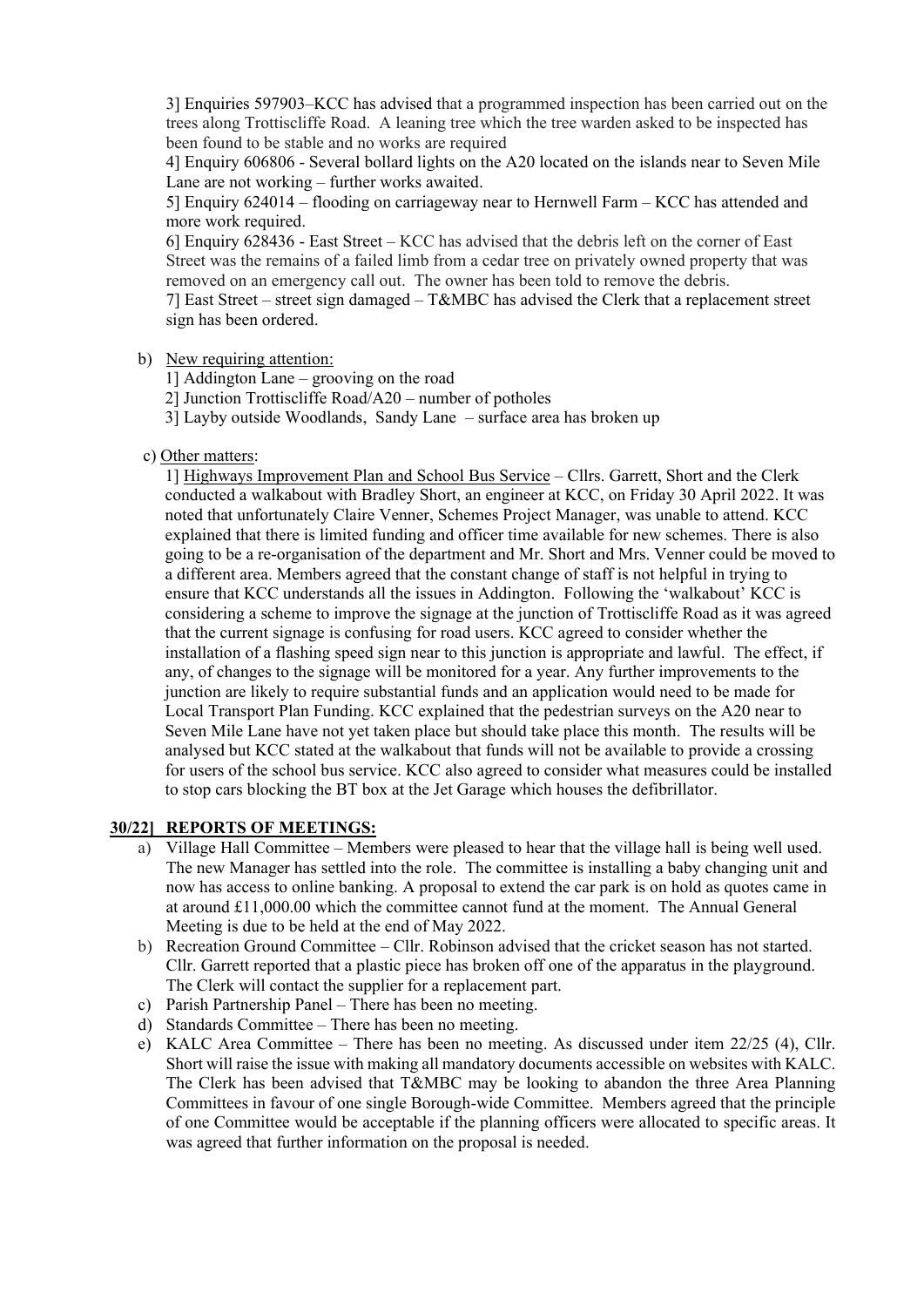3] Enquiries 597903–KCC has advised that a programmed inspection has been carried out on the trees along Trottiscliffe Road. A leaning tree which the tree warden asked to be inspected has been found to be stable and no works are required

4] Enquiry 606806 - Several bollard lights on the A20 located on the islands near to Seven Mile Lane are not working – further works awaited.

5] Enquiry 624014 – flooding on carriageway near to Hernwell Farm – KCC has attended and more work required.

6] Enquiry 628436 - East Street – KCC has advised that the debris left on the corner of East Street was the remains of a failed limb from a cedar tree on privately owned property that was removed on an emergency call out. The owner has been told to remove the debris.

7] East Street – street sign damaged – T&MBC has advised the Clerk that a replacement street sign has been ordered.

b) New requiring attention:

1] Addington Lane – grooving on the road

2] Junction Trottiscliffe Road/A20 – number of potholes

3] Layby outside Woodlands, Sandy Lane – surface area has broken up

c) Other matters:

1] Highways Improvement Plan and School Bus Service – Cllrs. Garrett, Short and the Clerk conducted a walkabout with Bradley Short, an engineer at KCC, on Friday 30 April 2022. It was noted that unfortunately Claire Venner, Schemes Project Manager, was unable to attend. KCC explained that there is limited funding and officer time available for new schemes. There is also going to be a re-organisation of the department and Mr. Short and Mrs. Venner could be moved to a different area. Members agreed that the constant change of staff is not helpful in trying to ensure that KCC understands all the issues in Addington. Following the 'walkabout' KCC is considering a scheme to improve the signage at the junction of Trottiscliffe Road as it was agreed that the current signage is confusing for road users. KCC agreed to consider whether the installation of a flashing speed sign near to this junction is appropriate and lawful. The effect, if any, of changes to the signage will be monitored for a year. Any further improvements to the junction are likely to require substantial funds and an application would need to be made for Local Transport Plan Funding. KCC explained that the pedestrian surveys on the A20 near to Seven Mile Lane have not yet taken place but should take place this month. The results will be analysed but KCC stated at the walkabout that funds will not be available to provide a crossing for users of the school bus service. KCC also agreed to consider what measures could be installed to stop cars blocking the BT box at the Jet Garage which houses the defibrillator.

## 30/22] REPORTS OF MEETINGS:

a) Village Hall Committee – Members were pleased to hear that the village hall is being well used. The new Manager has settled into the role. The committee is installing a baby changing unit and now has access to online banking. A proposal to extend the car park is on hold as quotes came in at around £11,000.00 which the committee cannot fund at the moment. The Annual General Meeting is due to be held at the end of May 2022.

b) Recreation Ground Committee – Cllr. Robinson advised that the cricket season has not started. Cllr. Garrett reported that a plastic piece has broken off one of the apparatus in the playground. The Clerk will contact the supplier for a replacement part.

c) Parish Partnership Panel – There has been no meeting.

d) Standards Committee – There has been no meeting.

e) KALC Area Committee – There has been no meeting. As discussed under item 22/25 (4), Cllr. Short will raise the issue with making all mandatory documents accessible on websites with KALC. The Clerk has been advised that T&MBC may be looking to abandon the three Area Planning Committees in favour of one single Borough-wide Committee. Members agreed that the principle of one Committee would be acceptable if the planning officers were allocated to specific areas. It was agreed that further information on the proposal is needed.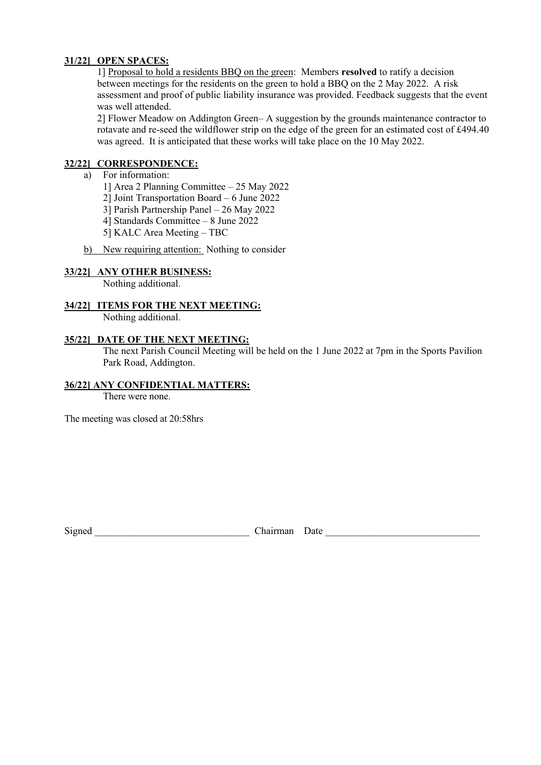**<u>31/22] OPEN SPACES:</u>**

1] <u>Proposal to hold a residents BBQ on the green</u>: Members **resolved** to ratify a decision between meetings for the residents on the green to hold a BBQ on the 2 May 2022. A risk assessment and proof of public liability insurance was provided. Feedback suggests that the event was well attended.

2] Flower Meadow on Addington Green– A suggestion by the grounds maintenance contractor to rotavate and re-seed the wildflower strip on the edge of the green for an estimated cost of £494.40 was agreed. It is anticipated that these works will take place on the 10 May 2022.

**<u>32/22] CORRESPONDENCE:</u>**

a) For information:
   1] Area 2 Planning Committee – 25 May 2022
   2] Joint Transportation Board – 6 June 2022
   3] Parish Partnership Panel – 26 May 2022
   4] Standards Committee – 8 June 2022
   5] KALC Area Meeting – TBC

<u>b) New requiring attention:</u> Nothing to consider

**<u>33/22] ANY OTHER BUSINESS:</u>**

Nothing additional.

**<u>34/22] ITEMS FOR THE NEXT MEETING:</u>**

Nothing additional.

**<u>35/22] DATE OF THE NEXT MEETING:</u>**

The next Parish Council Meeting will be held on the 1 June 2022 at 7pm in the Sports Pavilion Park Road, Addington.

**<u>36/22] ANY CONFIDENTIAL MATTERS:</u>**

There were none.

The meeting was closed at 20:58hrs

Signed \_\_\_\_\_\_\_\_\_\_\_\_\_\_\_\_\_\_\_\_\_\_\_\_\_\_\_\_\_\_ Chairman Date \_\_\_\_\_\_\_\_\_\_\_\_\_\_\_\_\_\_\_\_\_\_\_\_\_\_\_\_\_\_